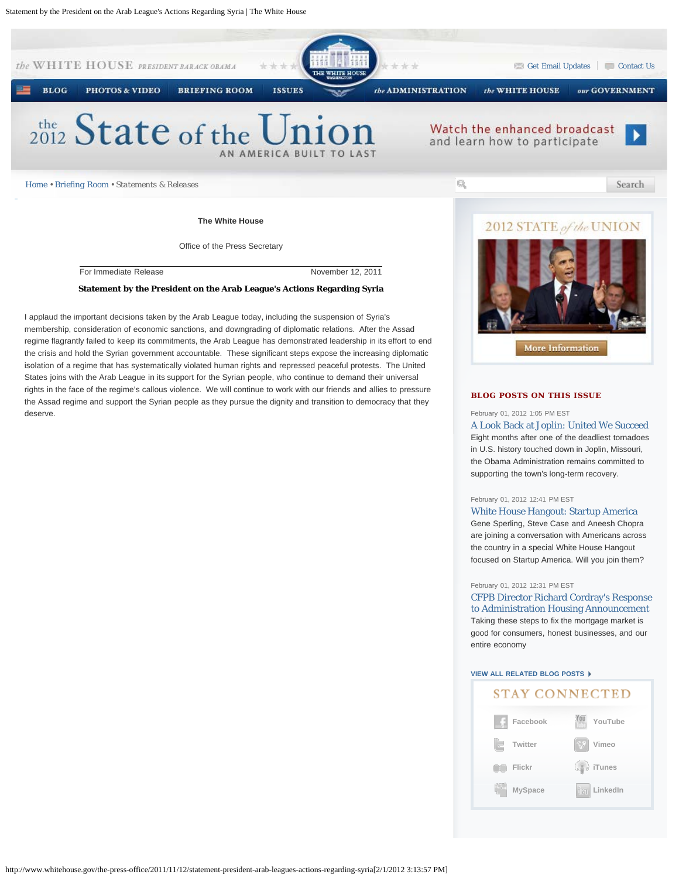the WHITE HOUSE PRESIDENT BARACK OBAMA

Get Email Updates | Contact Us

BLOG | PHOTOS & VIDEO | BRIEFING ROOM | ISSUES | the ADMINISTRATION | the WHITE HOUSE | our GOVERNMENT

the 2012 State of the Union — AN AMERICA BUILT TO LAST

Watch the enhanced broadcast and learn how to participate

Home • Briefing Room • Statements & Releases

Search

**The White House**

Office of the Press Secretary

For Immediate Release — November 12, 2011

**Statement by the President on the Arab League's Actions Regarding Syria**

I applaud the important decisions taken by the Arab League today, including the suspension of Syria's membership, consideration of economic sanctions, and downgrading of diplomatic relations. After the Assad regime flagrantly failed to keep its commitments, the Arab League has demonstrated leadership in its effort to end the crisis and hold the Syrian government accountable. These significant steps expose the increasing diplomatic isolation of a regime that has systematically violated human rights and repressed peaceful protests. The United States joins with the Arab League in its support for the Syrian people, who continue to demand their universal rights in the face of the regime's callous violence. We will continue to work with our friends and allies to pressure the Assad regime and support the Syrian people as they pursue the dignity and transition to democracy that they deserve.

2012 STATE of the UNION

More Information

**BLOG POSTS ON THIS ISSUE**

February 01, 2012 1:05 PM EST

A Look Back at Joplin: United We Succeed

Eight months after one of the deadliest tornadoes in U.S. history touched down in Joplin, Missouri, the Obama Administration remains committed to supporting the town's long-term recovery.

February 01, 2012 12:41 PM EST

White House Hangout: Startup America

Gene Sperling, Steve Case and Aneesh Chopra are joining a conversation with Americans across the country in a special White House Hangout focused on Startup America. Will you join them?

February 01, 2012 12:31 PM EST

CFPB Director Richard Cordray's Response to Administration Housing Announcement

Taking these steps to fix the mortgage market is good for consumers, honest businesses, and our entire economy

VIEW ALL RELATED BLOG POSTS

STAY CONNECTED

Facebook | YouTube | Twitter | Vimeo | Flickr | iTunes | MySpace | LinkedIn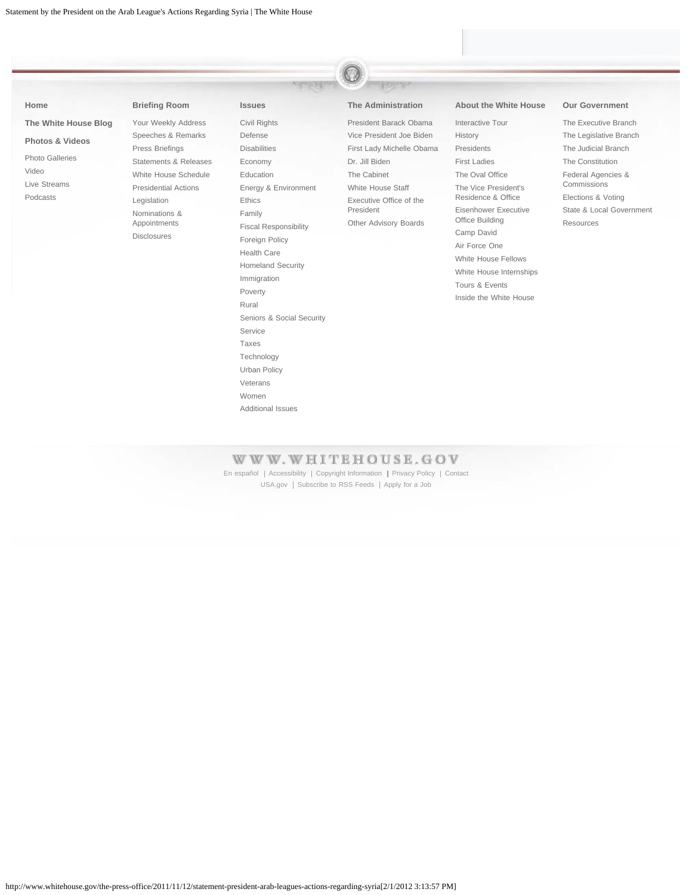**Home**

**The White House Blog**

**Photos & Videos**

Photo Galleries
Video
Live Streams
Podcasts

**Briefing Room**

Your Weekly Address
Speeches & Remarks
Press Briefings
Statements & Releases
White House Schedule
Presidential Actions
Legislation
Nominations & Appointments
Disclosures

**Issues**

Civil Rights
Defense
Disabilities
Economy
Education
Energy & Environment
Ethics
Family
Fiscal Responsibility
Foreign Policy
Health Care
Homeland Security
Immigration
Poverty
Rural
Seniors & Social Security
Service
Taxes
Technology
Urban Policy
Veterans
Women
Additional Issues

**The Administration**

President Barack Obama
Vice President Joe Biden
First Lady Michelle Obama
Dr. Jill Biden
The Cabinet
White House Staff
Executive Office of the President
Other Advisory Boards

**About the White House**

Interactive Tour
History
Presidents
First Ladies
The Oval Office
The Vice President's Residence & Office
Eisenhower Executive Office Building
Camp David
Air Force One
White House Fellows
White House Internships
Tours & Events
Inside the White House

**Our Government**

The Executive Branch
The Legislative Branch
The Judicial Branch
The Constitution
Federal Agencies & Commissions
Elections & Voting
State & Local Government
Resources

WWW.WHITEHOUSE.GOV

En español | Accessibility | Copyright Information | Privacy Policy | Contact
USA.gov | Subscribe to RSS Feeds | Apply for a Job